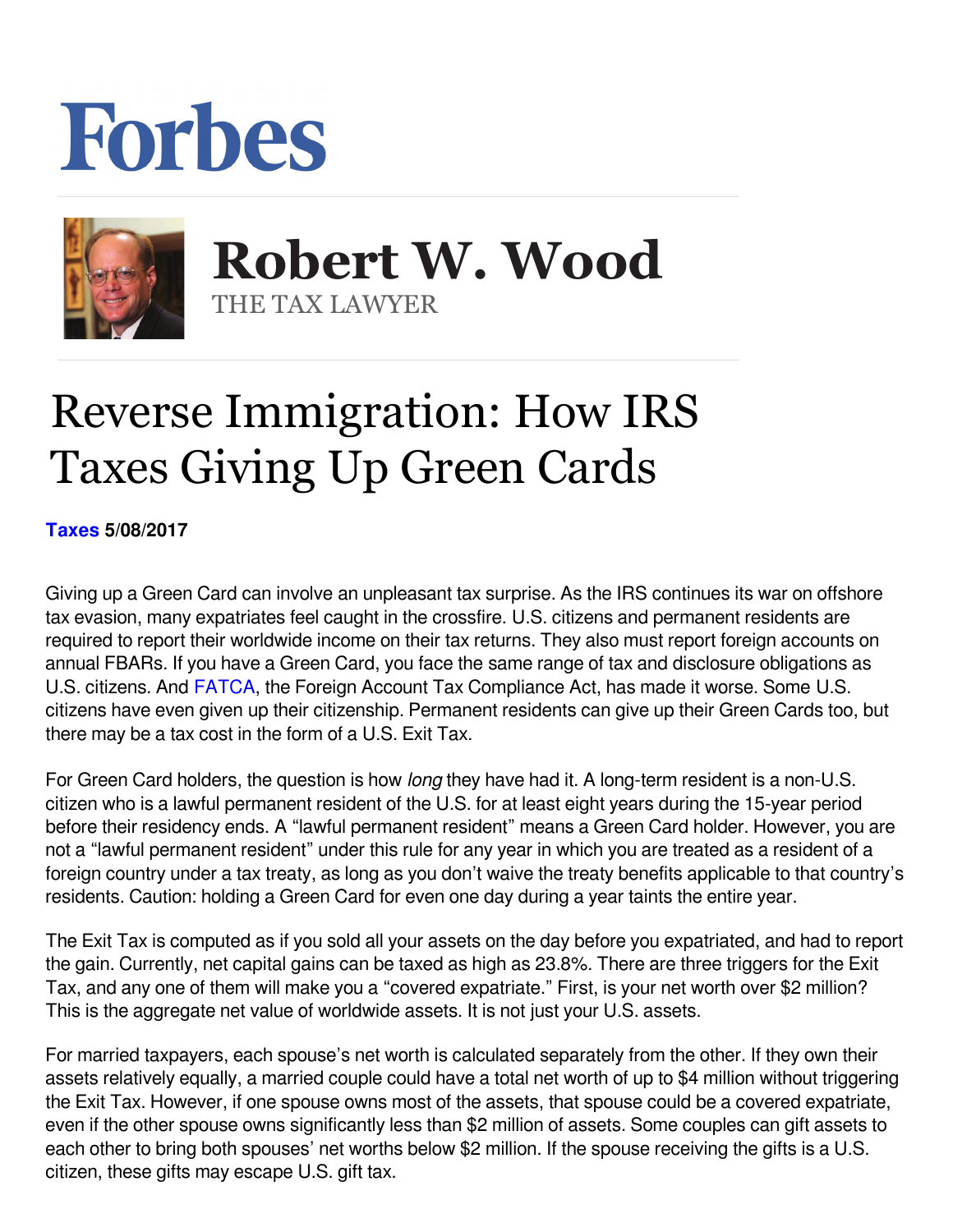# Forbes

## Robert W. Wood

THE TAX LAWYER

# Reverse Immigration: How IRS Taxes Giving Up Green Cards

**Taxes 5/08/2017**

Giving up a Green Card can involve an unpleasant tax surprise. As the IRS continues its war on offshore tax evasion, many expatriates feel caught in the crossfire. U.S. citizens and permanent residents are required to report their worldwide income on their tax returns. They also must report foreign accounts on annual FBARs. If you have a Green Card, you face the same range of tax and disclosure obligations as U.S. citizens. And FATCA, the Foreign Account Tax Compliance Act, has made it worse. Some U.S. citizens have even given up their citizenship. Permanent residents can give up their Green Cards too, but there may be a tax cost in the form of a U.S. Exit Tax.

For Green Card holders, the question is how *long* they have had it. A long-term resident is a non-U.S. citizen who is a lawful permanent resident of the U.S. for at least eight years during the 15-year period before their residency ends. A "lawful permanent resident" means a Green Card holder. However, you are not a "lawful permanent resident" under this rule for any year in which you are treated as a resident of a foreign country under a tax treaty, as long as you don't waive the treaty benefits applicable to that country's residents. Caution: holding a Green Card for even one day during a year taints the entire year.

The Exit Tax is computed as if you sold all your assets on the day before you expatriated, and had to report the gain. Currently, net capital gains can be taxed as high as 23.8%. There are three triggers for the Exit Tax, and any one of them will make you a "covered expatriate." First, is your net worth over $2 million? This is the aggregate net value of worldwide assets. It is not just your U.S. assets.

For married taxpayers, each spouse's net worth is calculated separately from the other. If they own their assets relatively equally, a married couple could have a total net worth of up to $4 million without triggering the Exit Tax. However, if one spouse owns most of the assets, that spouse could be a covered expatriate, even if the other spouse owns significantly less than $2 million of assets. Some couples can gift assets to each other to bring both spouses' net worths below $2 million. If the spouse receiving the gifts is a U.S. citizen, these gifts may escape U.S. gift tax.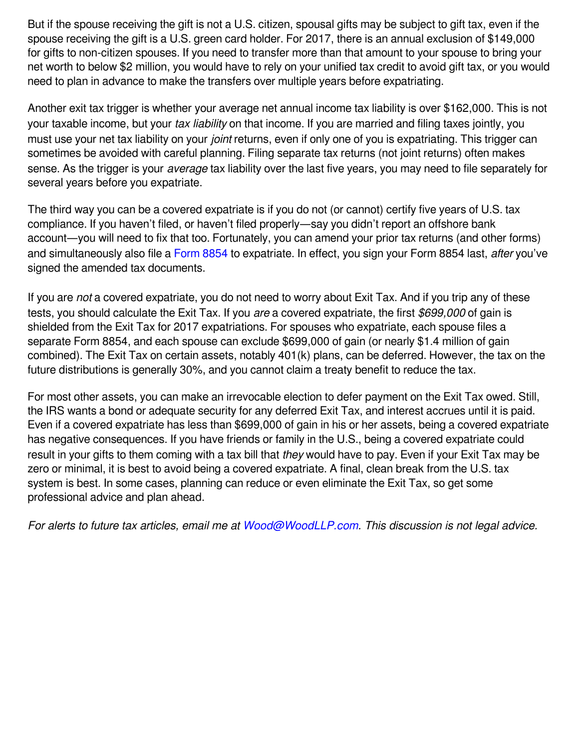But if the spouse receiving the gift is not a U.S. citizen, spousal gifts may be subject to gift tax, even if the spouse receiving the gift is a U.S. green card holder. For 2017, there is an annual exclusion of $149,000 for gifts to non-citizen spouses. If you need to transfer more than that amount to your spouse to bring your net worth to below $2 million, you would have to rely on your unified tax credit to avoid gift tax, or you would need to plan in advance to make the transfers over multiple years before expatriating.

Another exit tax trigger is whether your average net annual income tax liability is over $162,000. This is not your taxable income, but your *tax liability* on that income. If you are married and filing taxes jointly, you must use your net tax liability on your *joint* returns, even if only one of you is expatriating. This trigger can sometimes be avoided with careful planning. Filing separate tax returns (not joint returns) often makes sense. As the trigger is your *average* tax liability over the last five years, you may need to file separately for several years before you expatriate.

The third way you can be a covered expatriate is if you do not (or cannot) certify five years of U.S. tax compliance. If you haven't filed, or haven't filed properly—say you didn't report an offshore bank account—you will need to fix that too. Fortunately, you can amend your prior tax returns (and other forms) and simultaneously also file a Form 8854 to expatriate. In effect, you sign your Form 8854 last, *after* you've signed the amended tax documents.

If you are *not* a covered expatriate, you do not need to worry about Exit Tax. And if you trip any of these tests, you should calculate the Exit Tax. If you *are* a covered expatriate, the first *$699,000* of gain is shielded from the Exit Tax for 2017 expatriations. For spouses who expatriate, each spouse files a separate Form 8854, and each spouse can exclude $699,000 of gain (or nearly $1.4 million of gain combined). The Exit Tax on certain assets, notably 401(k) plans, can be deferred. However, the tax on the future distributions is generally 30%, and you cannot claim a treaty benefit to reduce the tax.

For most other assets, you can make an irrevocable election to defer payment on the Exit Tax owed. Still, the IRS wants a bond or adequate security for any deferred Exit Tax, and interest accrues until it is paid. Even if a covered expatriate has less than $699,000 of gain in his or her assets, being a covered expatriate has negative consequences. If you have friends or family in the U.S., being a covered expatriate could result in your gifts to them coming with a tax bill that *they* would have to pay. Even if your Exit Tax may be zero or minimal, it is best to avoid being a covered expatriate. A final, clean break from the U.S. tax system is best. In some cases, planning can reduce or even eliminate the Exit Tax, so get some professional advice and plan ahead.

*For alerts to future tax articles, email me at Wood@WoodLLP.com. This discussion is not legal advice.*